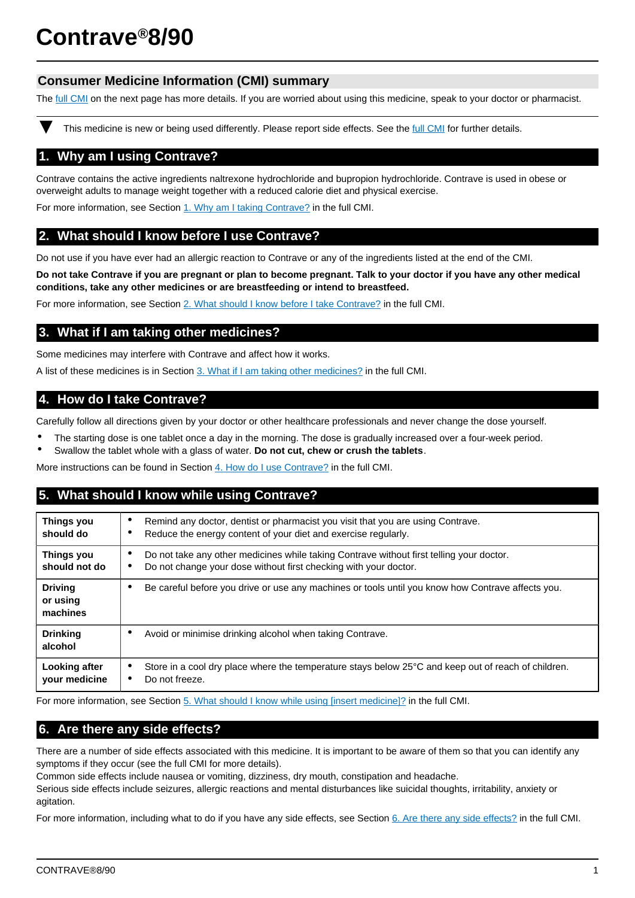# Contrave®8/90

## Consumer Medicine Information (CMI) summary

The full CMI on the next page has more details. If you are worried about using this medicine, speak to your doctor or pharmacist.

▼ This medicine is new or being used differently. Please report side effects. See the full CMI for further details.

## 1. Why am I using Contrave?

Contrave contains the active ingredients naltrexone hydrochloride and bupropion hydrochloride. Contrave is used in obese or overweight adults to manage weight together with a reduced calorie diet and physical exercise.

For more information, see Section 1. Why am I taking Contrave? in the full CMI.

## 2. What should I know before I use Contrave?

Do not use if you have ever had an allergic reaction to Contrave or any of the ingredients listed at the end of the CMI.

**Do not take Contrave if you are pregnant or plan to become pregnant. Talk to your doctor if you have any other medical conditions, take any other medicines or are breastfeeding or intend to breastfeed.**

For more information, see Section 2. What should I know before I take Contrave? in the full CMI.

## 3. What if I am taking other medicines?

Some medicines may interfere with Contrave and affect how it works.

A list of these medicines is in Section 3. What if I am taking other medicines? in the full CMI.

## 4. How do I take Contrave?

Carefully follow all directions given by your doctor or other healthcare professionals and never change the dose yourself.

- The starting dose is one tablet once a day in the morning. The dose is gradually increased over a four-week period.
- Swallow the tablet whole with a glass of water. **Do not cut, chew or crush the tablets**.

More instructions can be found in Section 4. How do I use Contrave? in the full CMI.

## 5. What should I know while using Contrave?

| | |
|---|---|
| **Things you should do** | • Remind any doctor, dentist or pharmacist you visit that you are using Contrave.<br>• Reduce the energy content of your diet and exercise regularly. |
| **Things you should not do** | • Do not take any other medicines while taking Contrave without first telling your doctor.<br>• Do not change your dose without first checking with your doctor. |
| **Driving or using machines** | • Be careful before you drive or use any machines or tools until you know how Contrave affects you. |
| **Drinking alcohol** | • Avoid or minimise drinking alcohol when taking Contrave. |
| **Looking after your medicine** | • Store in a cool dry place where the temperature stays below 25°C and keep out of reach of children.<br>• Do not freeze. |

For more information, see Section 5. What should I know while using [insert medicine]? in the full CMI.

## 6. Are there any side effects?

There are a number of side effects associated with this medicine. It is important to be aware of them so that you can identify any symptoms if they occur (see the full CMI for more details).
Common side effects include nausea or vomiting, dizziness, dry mouth, constipation and headache.
Serious side effects include seizures, allergic reactions and mental disturbances like suicidal thoughts, irritability, anxiety or agitation.

For more information, including what to do if you have any side effects, see Section 6. Are there any side effects? in the full CMI.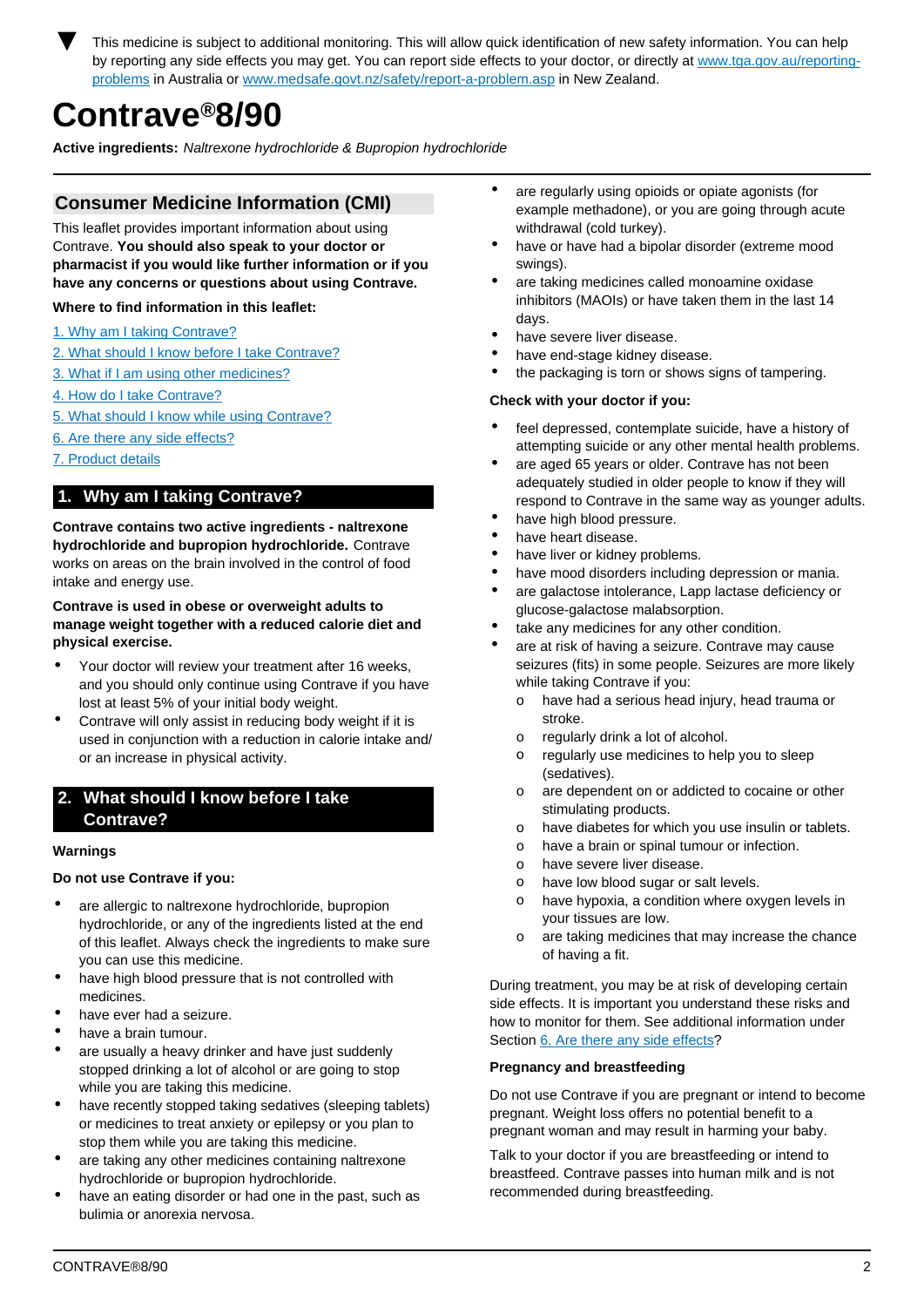▼ This medicine is subject to additional monitoring. This will allow quick identification of new safety information. You can help by reporting any side effects you may get. You can report side effects to your doctor, or directly at www.tga.gov.au/reporting-problems in Australia or www.medsafe.govt.nz/safety/report-a-problem.asp in New Zealand.

# Contrave®8/90

**Active ingredients:** *Naltrexone hydrochloride & Bupropion hydrochloride*

## Consumer Medicine Information (CMI)

This leaflet provides important information about using Contrave. **You should also speak to your doctor or pharmacist if you would like further information or if you have any concerns or questions about using Contrave.**

**Where to find information in this leaflet:**

1. Why am I taking Contrave?
2. What should I know before I take Contrave?
3. What if I am using other medicines?
4. How do I take Contrave?
5. What should I know while using Contrave?
6. Are there any side effects?
7. Product details

## 1. Why am I taking Contrave?

**Contrave contains two active ingredients - naltrexone hydrochloride and bupropion hydrochloride.** Contrave works on areas on the brain involved in the control of food intake and energy use.

**Contrave is used in obese or overweight adults to manage weight together with a reduced calorie diet and physical exercise.**

- Your doctor will review your treatment after 16 weeks, and you should only continue using Contrave if you have lost at least 5% of your initial body weight.
- Contrave will only assist in reducing body weight if it is used in conjunction with a reduction in calorie intake and/or an increase in physical activity.

## 2. What should I know before I take Contrave?

### Warnings

**Do not use Contrave if you:**

- are allergic to naltrexone hydrochloride, bupropion hydrochloride, or any of the ingredients listed at the end of this leaflet. Always check the ingredients to make sure you can use this medicine.
- have high blood pressure that is not controlled with medicines.
- have ever had a seizure.
- have a brain tumour.
- are usually a heavy drinker and have just suddenly stopped drinking a lot of alcohol or are going to stop while you are taking this medicine.
- have recently stopped taking sedatives (sleeping tablets) or medicines to treat anxiety or epilepsy or you plan to stop them while you are taking this medicine.
- are taking any other medicines containing naltrexone hydrochloride or bupropion hydrochloride.
- have an eating disorder or had one in the past, such as bulimia or anorexia nervosa.
- are regularly using opioids or opiate agonists (for example methadone), or you are going through acute withdrawal (cold turkey).
- have or have had a bipolar disorder (extreme mood swings).
- are taking medicines called monoamine oxidase inhibitors (MAOIs) or have taken them in the last 14 days.
- have severe liver disease.
- have end-stage kidney disease.
- the packaging is torn or shows signs of tampering.

**Check with your doctor if you:**

- feel depressed, contemplate suicide, have a history of attempting suicide or any other mental health problems.
- are aged 65 years or older. Contrave has not been adequately studied in older people to know if they will respond to Contrave in the same way as younger adults.
- have high blood pressure.
- have heart disease.
- have liver or kidney problems.
- have mood disorders including depression or mania.
- are galactose intolerance, Lapp lactase deficiency or glucose-galactose malabsorption.
- take any medicines for any other condition.
- are at risk of having a seizure. Contrave may cause seizures (fits) in some people. Seizures are more likely while taking Contrave if you:
    - have had a serious head injury, head trauma or stroke.
    - regularly drink a lot of alcohol.
    - regularly use medicines to help you to sleep (sedatives).
    - are dependent on or addicted to cocaine or other stimulating products.
    - have diabetes for which you use insulin or tablets.
    - have a brain or spinal tumour or infection.
    - have severe liver disease.
    - have low blood sugar or salt levels.
    - have hypoxia, a condition where oxygen levels in your tissues are low.
    - are taking medicines that may increase the chance of having a fit.

During treatment, you may be at risk of developing certain side effects. It is important you understand these risks and how to monitor for them. See additional information under Section 6. Are there any side effects?

### Pregnancy and breastfeeding

Do not use Contrave if you are pregnant or intend to become pregnant. Weight loss offers no potential benefit to a pregnant woman and may result in harming your baby.

Talk to your doctor if you are breastfeeding or intend to breastfeed. Contrave passes into human milk and is not recommended during breastfeeding.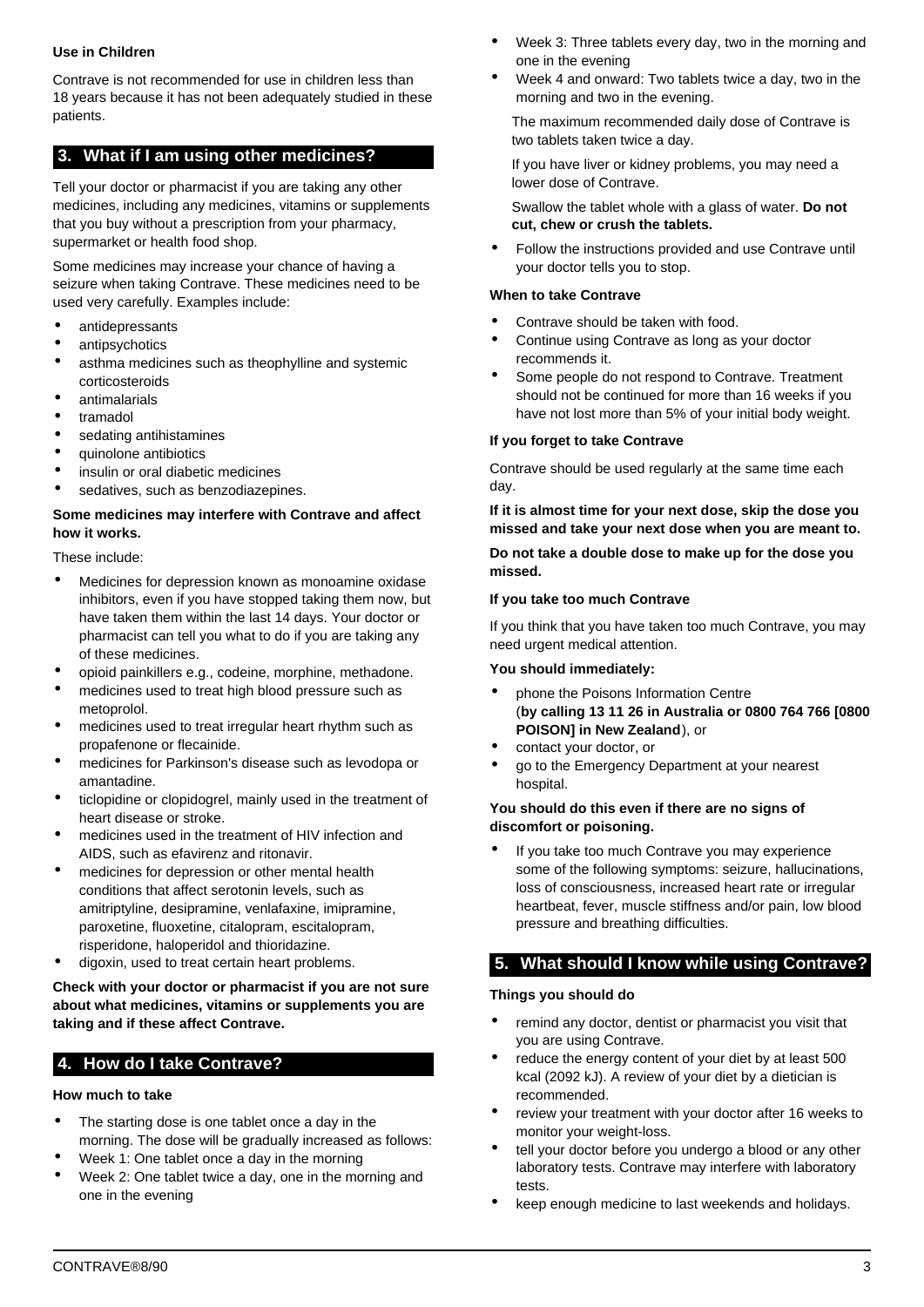**Use in Children**

Contrave is not recommended for use in children less than 18 years because it has not been adequately studied in these patients.

## 3. What if I am using other medicines?

Tell your doctor or pharmacist if you are taking any other medicines, including any medicines, vitamins or supplements that you buy without a prescription from your pharmacy, supermarket or health food shop.

Some medicines may increase your chance of having a seizure when taking Contrave. These medicines need to be used very carefully. Examples include:

- antidepressants
- antipsychotics
- asthma medicines such as theophylline and systemic corticosteroids
- antimalarials
- tramadol
- sedating antihistamines
- quinolone antibiotics
- insulin or oral diabetic medicines
- sedatives, such as benzodiazepines.

**Some medicines may interfere with Contrave and affect how it works.**

These include:

- Medicines for depression known as monoamine oxidase inhibitors, even if you have stopped taking them now, but have taken them within the last 14 days. Your doctor or pharmacist can tell you what to do if you are taking any of these medicines.
- opioid painkillers e.g., codeine, morphine, methadone.
- medicines used to treat high blood pressure such as metoprolol.
- medicines used to treat irregular heart rhythm such as propafenone or flecainide.
- medicines for Parkinson's disease such as levodopa or amantadine.
- ticlopidine or clopidogrel, mainly used in the treatment of heart disease or stroke.
- medicines used in the treatment of HIV infection and AIDS, such as efavirenz and ritonavir.
- medicines for depression or other mental health conditions that affect serotonin levels, such as amitriptyline, desipramine, venlafaxine, imipramine, paroxetine, fluoxetine, citalopram, escitalopram, risperidone, haloperidol and thioridazine.
- digoxin, used to treat certain heart problems.

**Check with your doctor or pharmacist if you are not sure about what medicines, vitamins or supplements you are taking and if these affect Contrave.**

## 4. How do I take Contrave?

**How much to take**

- The starting dose is one tablet once a day in the morning. The dose will be gradually increased as follows:
- Week 1: One tablet once a day in the morning
- Week 2: One tablet twice a day, one in the morning and one in the evening
- Week 3: Three tablets every day, two in the morning and one in the evening
- Week 4 and onward: Two tablets twice a day, two in the morning and two in the evening.

  The maximum recommended daily dose of Contrave is two tablets taken twice a day.

  If you have liver or kidney problems, you may need a lower dose of Contrave.

  Swallow the tablet whole with a glass of water. **Do not cut, chew or crush the tablets.**

- Follow the instructions provided and use Contrave until your doctor tells you to stop.

**When to take Contrave**

- Contrave should be taken with food.
- Continue using Contrave as long as your doctor recommends it.
- Some people do not respond to Contrave. Treatment should not be continued for more than 16 weeks if you have not lost more than 5% of your initial body weight.

**If you forget to take Contrave**

Contrave should be used regularly at the same time each day.

**If it is almost time for your next dose, skip the dose you missed and take your next dose when you are meant to.**

**Do not take a double dose to make up for the dose you missed.**

**If you take too much Contrave**

If you think that you have taken too much Contrave, you may need urgent medical attention.

**You should immediately:**

- phone the Poisons Information Centre (**by calling 13 11 26 in Australia or 0800 764 766 [0800 POISON] in New Zealand**), or
- contact your doctor, or
- go to the Emergency Department at your nearest hospital.

**You should do this even if there are no signs of discomfort or poisoning.**

- If you take too much Contrave you may experience some of the following symptoms: seizure, hallucinations, loss of consciousness, increased heart rate or irregular heartbeat, fever, muscle stiffness and/or pain, low blood pressure and breathing difficulties.

## 5. What should I know while using Contrave?

**Things you should do**

- remind any doctor, dentist or pharmacist you visit that you are using Contrave.
- reduce the energy content of your diet by at least 500 kcal (2092 kJ). A review of your diet by a dietician is recommended.
- review your treatment with your doctor after 16 weeks to monitor your weight-loss.
- tell your doctor before you undergo a blood or any other laboratory tests. Contrave may interfere with laboratory tests.
- keep enough medicine to last weekends and holidays.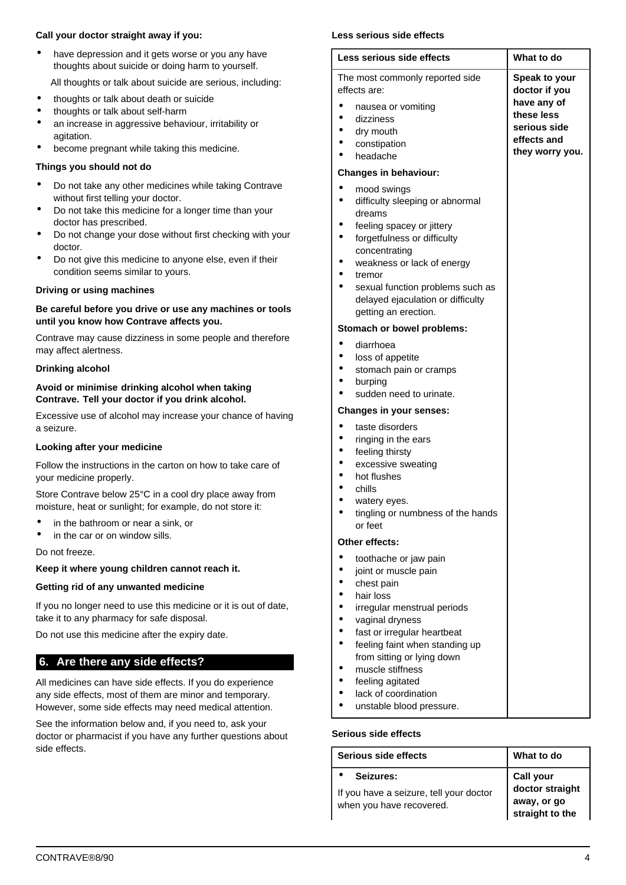**Call your doctor straight away if you:**

- have depression and it gets worse or you any have thoughts about suicide or doing harm to yourself.

  All thoughts or talk about suicide are serious, including:

- thoughts or talk about death or suicide
- thoughts or talk about self-harm
- an increase in aggressive behaviour, irritability or agitation.
- become pregnant while taking this medicine.

**Things you should not do**

- Do not take any other medicines while taking Contrave without first telling your doctor.
- Do not take this medicine for a longer time than your doctor has prescribed.
- Do not change your dose without first checking with your doctor.
- Do not give this medicine to anyone else, even if their condition seems similar to yours.

**Driving or using machines**

**Be careful before you drive or use any machines or tools until you know how Contrave affects you.**

Contrave may cause dizziness in some people and therefore may affect alertness.

**Drinking alcohol**

**Avoid or minimise drinking alcohol when taking Contrave. Tell your doctor if you drink alcohol.**

Excessive use of alcohol may increase your chance of having a seizure.

**Looking after your medicine**

Follow the instructions in the carton on how to take care of your medicine properly.

Store Contrave below 25°C in a cool dry place away from moisture, heat or sunlight; for example, do not store it:

- in the bathroom or near a sink, or
- in the car or on window sills.

Do not freeze.

**Keep it where young children cannot reach it.**

**Getting rid of any unwanted medicine**

If you no longer need to use this medicine or it is out of date, take it to any pharmacy for safe disposal.

Do not use this medicine after the expiry date.

## 6. Are there any side effects?

All medicines can have side effects. If you do experience any side effects, most of them are minor and temporary. However, some side effects may need medical attention.

See the information below and, if you need to, ask your doctor or pharmacist if you have any further questions about side effects.

**Less serious side effects**

| Less serious side effects | What to do |
|---|---|
| The most commonly reported side effects are:<br>• nausea or vomiting<br>• dizziness<br>• dry mouth<br>• constipation<br>• headache<br>**Changes in behaviour:**<br>• mood swings<br>• difficulty sleeping or abnormal dreams<br>• feeling spacey or jittery<br>• forgetfulness or difficulty concentrating<br>• weakness or lack of energy<br>• tremor<br>• sexual function problems such as delayed ejaculation or difficulty getting an erection.<br>**Stomach or bowel problems:**<br>• diarrhoea<br>• loss of appetite<br>• stomach pain or cramps<br>• burping<br>• sudden need to urinate.<br>**Changes in your senses:**<br>• taste disorders<br>• ringing in the ears<br>• feeling thirsty<br>• excessive sweating<br>• hot flushes<br>• chills<br>• watery eyes.<br>• tingling or numbness of the hands or feet<br>**Other effects:**<br>• toothache or jaw pain<br>• joint or muscle pain<br>• chest pain<br>• hair loss<br>• irregular menstrual periods<br>• vaginal dryness<br>• fast or irregular heartbeat<br>• feeling faint when standing up from sitting or lying down<br>• muscle stiffness<br>• feeling agitated<br>• lack of coordination<br>• unstable blood pressure. | **Speak to your doctor if you have any of these less serious side effects and they worry you.** |

**Serious side effects**

| Serious side effects | What to do |
|---|---|
| • **Seizures:**<br>If you have a seizure, tell your doctor when you have recovered. | **Call your doctor straight away, or go straight to the** |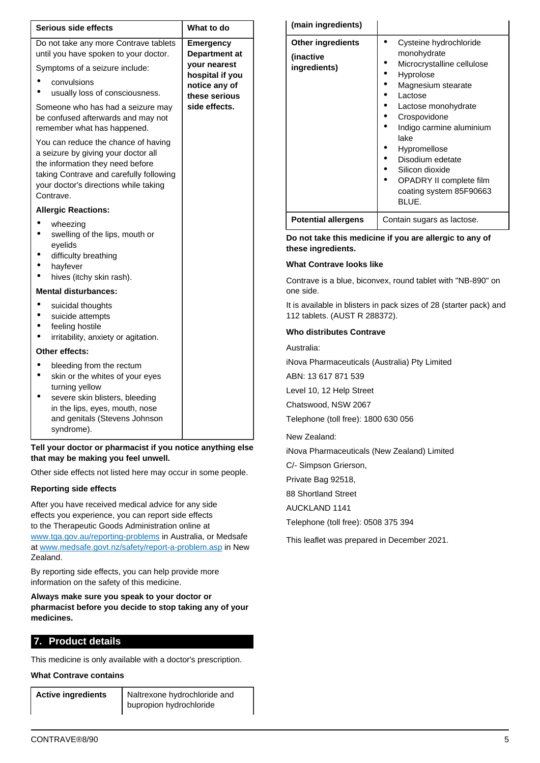| Serious side effects | What to do |
| --- | --- |
| Do not take any more Contrave tablets until you have spoken to your doctor.<br><br>Symptoms of a seizure include:<br>• convulsions<br>• usually loss of consciousness.<br><br>Someone who has had a seizure may be confused afterwards and may not remember what has happened.<br><br>You can reduce the chance of having a seizure by giving your doctor all the information they need before taking Contrave and carefully following your doctor's directions while taking Contrave.<br><br>**Allergic Reactions:**<br>• wheezing<br>• swelling of the lips, mouth or eyelids<br>• difficulty breathing<br>• hayfever<br>• hives (itchy skin rash).<br><br>**Mental disturbances:**<br>• suicidal thoughts<br>• suicide attempts<br>• feeling hostile<br>• irritability, anxiety or agitation.<br><br>**Other effects:**<br>• bleeding from the rectum<br>• skin or the whites of your eyes turning yellow<br>• severe skin blisters, bleeding in the lips, eyes, mouth, nose and genitals (Stevens Johnson syndrome). | **Emergency Department at your nearest hospital if you notice any of these serious side effects.** |

**Tell your doctor or pharmacist if you notice anything else that may be making you feel unwell.**

Other side effects not listed here may occur in some people.

### Reporting side effects

After you have received medical advice for any side effects you experience, you can report side effects to the Therapeutic Goods Administration online at www.tga.gov.au/reporting-problems in Australia, or Medsafe at www.medsafe.govt.nz/safety/report-a-problem.asp in New Zealand.

By reporting side effects, you can help provide more information on the safety of this medicine.

**Always make sure you speak to your doctor or pharmacist before you decide to stop taking any of your medicines.**

## 7. Product details

This medicine is only available with a doctor's prescription.

### What Contrave contains

| | |
| --- | --- |
| **Active ingredients (main ingredients)** | Naltrexone hydrochloride and bupropion hydrochloride |
| **Other ingredients (inactive ingredients)** | • Cysteine hydrochloride monohydrate<br>• Microcrystalline cellulose<br>• Hyprolose<br>• Magnesium stearate<br>• Lactose<br>• Lactose monohydrate<br>• Crospovidone<br>• Indigo carmine aluminium lake<br>• Hypromellose<br>• Disodium edetate<br>• Silicon dioxide<br>• OPADRY II complete film coating system 85F90663 BLUE. |
| **Potential allergens** | Contain sugars as lactose. |

**Do not take this medicine if you are allergic to any of these ingredients.**

### What Contrave looks like

Contrave is a blue, biconvex, round tablet with "NB-890" on one side.

It is available in blisters in pack sizes of 28 (starter pack) and 112 tablets. (AUST R 288372).

### Who distributes Contrave

Australia:

iNova Pharmaceuticals (Australia) Pty Limited

ABN: 13 617 871 539

Level 10, 12 Help Street

Chatswood, NSW 2067

Telephone (toll free): 1800 630 056

New Zealand:

iNova Pharmaceuticals (New Zealand) Limited

C/- Simpson Grierson,

Private Bag 92518,

88 Shortland Street

AUCKLAND 1141

Telephone (toll free): 0508 375 394

This leaflet was prepared in December 2021.